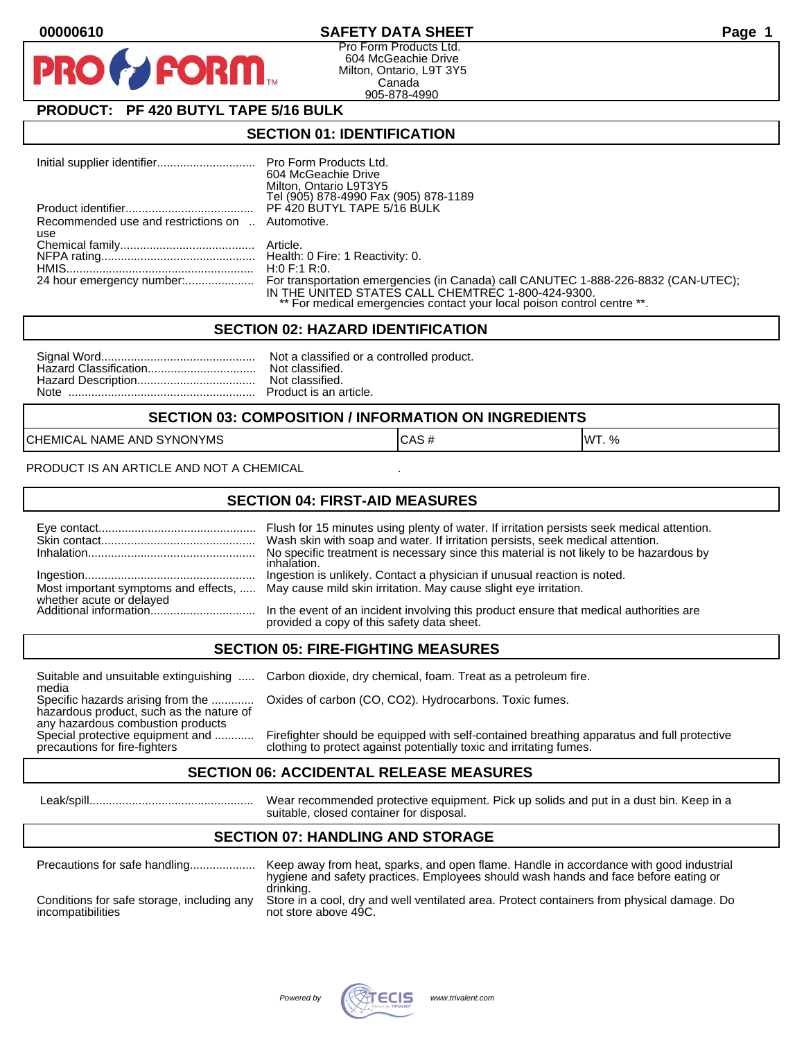00000610

# SAFETY DATA SHEET

Pro Form Products Ltd.
604 McGeachie Drive
Milton, Ontario, L9T 3Y5
Canada
905-878-4990

## PRODUCT: PF 420 BUTYL TAPE 5/16 BULK

## SECTION 01: IDENTIFICATION

| | |
|---|---|
| Initial supplier identifier | Pro Form Products Ltd. 604 McGeachie Drive Milton, Ontario L9T3Y5 Tel (905) 878-4990 Fax (905) 878-1189 |
| Product identifier | PF 420 BUTYL TAPE 5/16 BULK |
| Recommended use and restrictions on use | Automotive. |
| Chemical family | Article. |
| NFPA rating | Health: 0 Fire: 1 Reactivity: 0. |
| HMIS | H:0 F:1 R:0. |
| 24 hour emergency number: | For transportation emergencies (in Canada) call CANUTEC 1-888-226-8832 (CAN-UTEC); IN THE UNITED STATES CALL CHEMTREC 1-800-424-9300. ** For medical emergencies contact your local poison control centre **. |

## SECTION 02: HAZARD IDENTIFICATION

| | |
|---|---|
| Signal Word | Not a classified or a controlled product. |
| Hazard Classification | Not classified. |
| Hazard Description | Not classified. |
| Note | Product is an article. |

## SECTION 03: COMPOSITION / INFORMATION ON INGREDIENTS

| CHEMICAL NAME AND SYNONYMS | CAS # | WT. % |
|---|---|---|

PRODUCT IS AN ARTICLE AND NOT A CHEMICAL .

## SECTION 04: FIRST-AID MEASURES

| | |
|---|---|
| Eye contact | Flush for 15 minutes using plenty of water. If irritation persists seek medical attention. |
| Skin contact | Wash skin with soap and water. If irritation persists, seek medical attention. |
| Inhalation | No specific treatment is necessary since this material is not likely to be hazardous by inhalation. |
| Ingestion | Ingestion is unlikely. Contact a physician if unusual reaction is noted. |
| Most important symptoms and effects, whether acute or delayed | May cause mild skin irritation. May cause slight eye irritation. |
| Additional information | In the event of an incident involving this product ensure that medical authorities are provided a copy of this safety data sheet. |

## SECTION 05: FIRE-FIGHTING MEASURES

| | |
|---|---|
| Suitable and unsuitable extinguishing media | Carbon dioxide, dry chemical, foam. Treat as a petroleum fire. |
| Specific hazards arising from the hazardous product, such as the nature of any hazardous combustion products | Oxides of carbon (CO, $CO_2$). Hydrocarbons. Toxic fumes. |
| Special protective equipment and precautions for fire-fighters | Firefighter should be equipped with self-contained breathing apparatus and full protective clothing to protect against potentially toxic and irritating fumes. |

## SECTION 06: ACCIDENTAL RELEASE MEASURES

| | |
|---|---|
| Leak/spill | Wear recommended protective equipment. Pick up solids and put in a dust bin. Keep in a suitable, closed container for disposal. |

## SECTION 07: HANDLING AND STORAGE

| | |
|---|---|
| Precautions for safe handling | Keep away from heat, sparks, and open flame. Handle in accordance with good industrial hygiene and safety practices. Employees should wash hands and face before eating or drinking. |
| Conditions for safe storage, including any incompatibilities | Store in a cool, dry and well ventilated area. Protect containers from physical damage. Do not store above 49C. |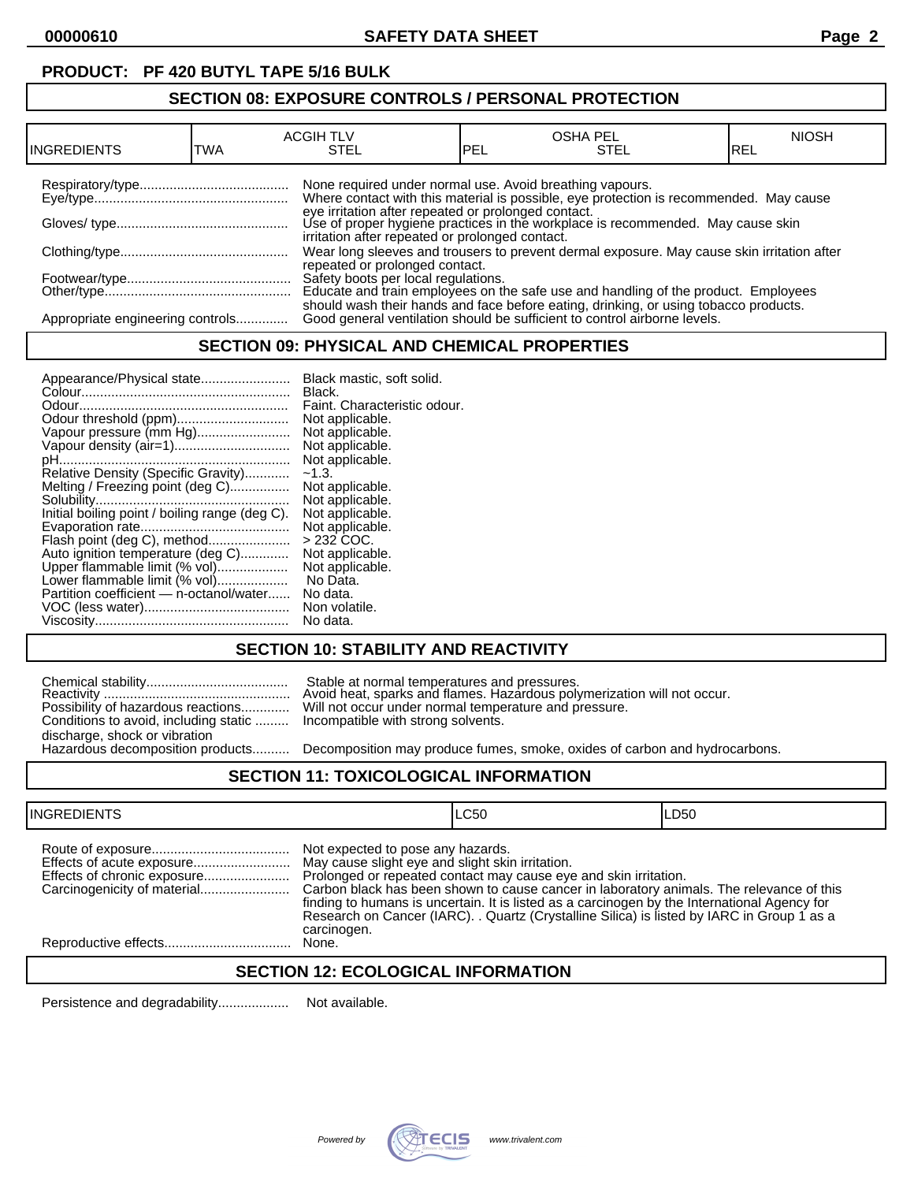**PRODUCT: PF 420 BUTYL TAPE 5/16 BULK**

## SECTION 08: EXPOSURE CONTROLS / PERSONAL PROTECTION

| INGREDIENTS | ACGIH TLV TWA | ACGIH TLV STEL | OSHA PEL PEL | OSHA PEL STEL | NIOSH REL |
|---|---|---|---|---|---|

| | |
|---|---|
| Respiratory/type | None required under normal use. Avoid breathing vapours. |
| Eye/type | Where contact with this material is possible, eye protection is recommended. May cause eye irritation after repeated or prolonged contact. |
| Gloves/ type | Use of proper hygiene practices in the workplace is recommended. May cause skin irritation after repeated or prolonged contact. |
| Clothing/type | Wear long sleeves and trousers to prevent dermal exposure. May cause skin irritation after repeated or prolonged contact. |
| Footwear/type | Safety boots per local regulations. |
| Other/type | Educate and train employees on the safe use and handling of the product. Employees should wash their hands and face before eating, drinking, or using tobacco products. |
| Appropriate engineering controls | Good general ventilation should be sufficient to control airborne levels. |

## SECTION 09: PHYSICAL AND CHEMICAL PROPERTIES

| | |
|---|---|
| Appearance/Physical state | Black mastic, soft solid. |
| Colour | Black. |
| Odour | Faint. Characteristic odour. |
| Odour threshold (ppm) | Not applicable. |
| Vapour pressure (mm Hg) | Not applicable. |
| Vapour density (air=1) | Not applicable. |
| pH | Not applicable. |
| Relative Density (Specific Gravity) | ~1.3. |
| Melting / Freezing point (deg C) | Not applicable. |
| Solubility | Not applicable. |
| Initial boiling point / boiling range (deg C). | Not applicable. |
| Evaporation rate | Not applicable. |
| Flash point (deg C), method | > 232 COC. |
| Auto ignition temperature (deg C) | Not applicable. |
| Upper flammable limit (% vol) | Not applicable. |
| Lower flammable limit (% vol) | No Data. |
| Partition coefficient — n-octanol/water | No data. |
| VOC (less water) | Non volatile. |
| Viscosity | No data. |

## SECTION 10: STABILITY AND REACTIVITY

| | |
|---|---|
| Chemical stability | Stable at normal temperatures and pressures. |
| Reactivity | Avoid heat, sparks and flames. Hazardous polymerization will not occur. |
| Possibility of hazardous reactions | Will not occur under normal temperature and pressure. |
| Conditions to avoid, including static discharge, shock or vibration | Incompatible with strong solvents. |
| Hazardous decomposition products | Decomposition may produce fumes, smoke, oxides of carbon and hydrocarbons. |

## SECTION 11: TOXICOLOGICAL INFORMATION

| INGREDIENTS | LC50 | LD50 |
|---|---|---|

| | |
|---|---|
| Route of exposure | Not expected to pose any hazards. |
| Effects of acute exposure | May cause slight eye and slight skin irritation. |
| Effects of chronic exposure | Prolonged or repeated contact may cause eye and skin irritation. |
| Carcinogenicity of material | Carbon black has been shown to cause cancer in laboratory animals. The relevance of this finding to humans is uncertain. It is listed as a carcinogen by the International Agency for Research on Cancer (IARC). . Quartz (Crystalline Silica) is listed by IARC in Group 1 as a carcinogen. |
| Reproductive effects | None. |

## SECTION 12: ECOLOGICAL INFORMATION

| | |
|---|---|
| Persistence and degradability | Not available. |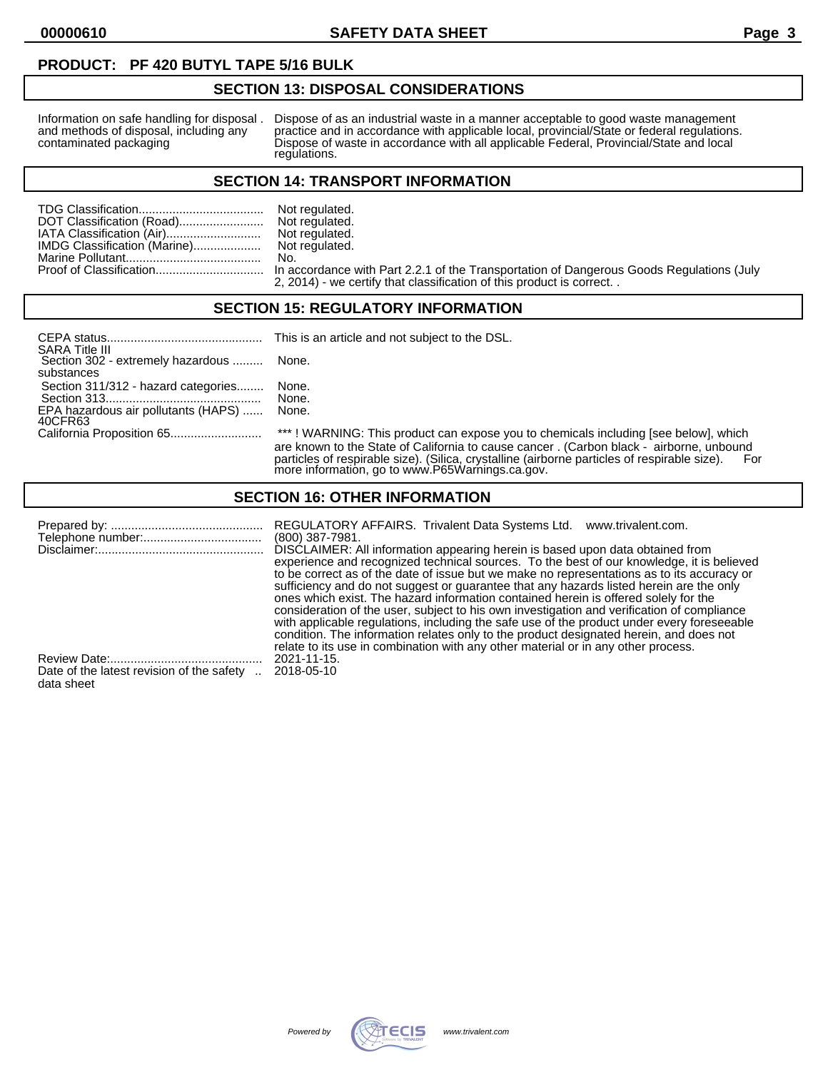**PRODUCT: PF 420 BUTYL TAPE 5/16 BULK**

## SECTION 13: DISPOSAL CONSIDERATIONS

| | |
|---|---|
| Information on safe handling for disposal and methods of disposal, including any contaminated packaging | Dispose of as an industrial waste in a manner acceptable to good waste management practice and in accordance with applicable local, provincial/State or federal regulations. Dispose of waste in accordance with all applicable Federal, Provincial/State and local regulations. |

## SECTION 14: TRANSPORT INFORMATION

| | |
|---|---|
| TDG Classification | Not regulated. |
| DOT Classification (Road) | Not regulated. |
| IATA Classification (Air) | Not regulated. |
| IMDG Classification (Marine) | Not regulated. |
| Marine Pollutant | No. |
| Proof of Classification | In accordance with Part 2.2.1 of the Transportation of Dangerous Goods Regulations (July 2, 2014) - we certify that classification of this product is correct. . |

## SECTION 15: REGULATORY INFORMATION

| | |
|---|---|
| CEPA status | This is an article and not subject to the DSL. |
| SARA Title III | |
| Section 302 - extremely hazardous substances | None. |
| Section 311/312 - hazard categories | None. |
| Section 313 | None. |
| EPA hazardous air pollutants (HAPS) 40CFR63 | None. |
| California Proposition 65 | *** ! WARNING: This product can expose you to chemicals including [see below], which are known to the State of California to cause cancer . (Carbon black - airborne, unbound particles of respirable size). (Silica, crystalline (airborne particles of respirable size). For more information, go to www.P65Warnings.ca.gov. |

## SECTION 16: OTHER INFORMATION

| | |
|---|---|
| Prepared by: | REGULATORY AFFAIRS. Trivalent Data Systems Ltd. www.trivalent.com. |
| Telephone number: | (800) 387-7981. |
| Disclaimer: | DISCLAIMER: All information appearing herein is based upon data obtained from experience and recognized technical sources. To the best of our knowledge, it is believed to be correct as of the date of issue but we make no representations as to its accuracy or sufficiency and do not suggest or guarantee that any hazards listed herein are the only ones which exist. The hazard information contained herein is offered solely for the consideration of the user, subject to his own investigation and verification of compliance with applicable regulations, including the safe use of the product under every foreseeable condition. The information relates only to the product designated herein, and does not relate to its use in combination with any other material or in any other process. |
| Review Date: | 2021-11-15. |
| Date of the latest revision of the safety data sheet | 2018-05-10 |